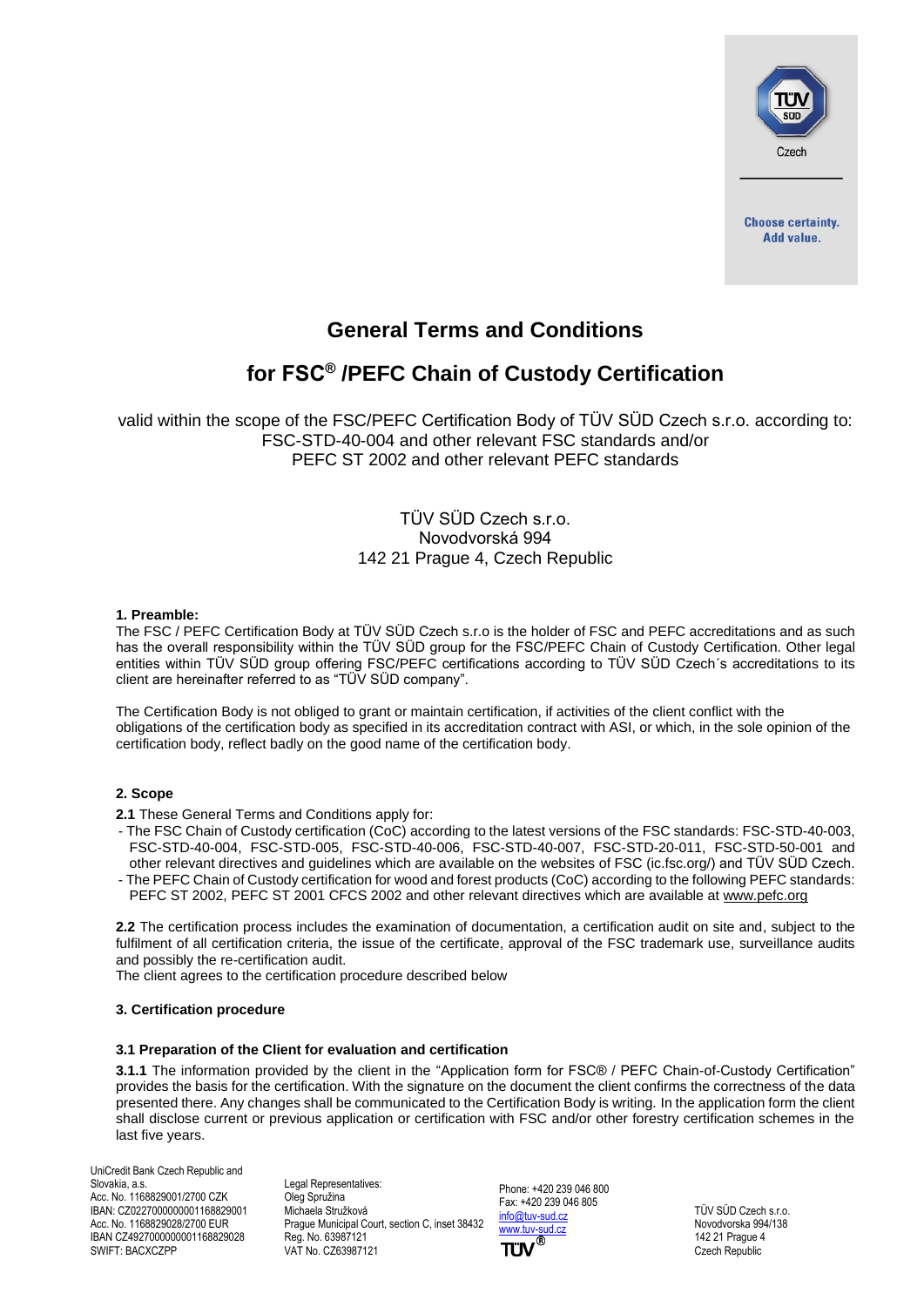# General Terms and Conditions

# for FSC® /PEFC Chain of Custody Certification

valid within the scope of the FSC/PEFC Certification Body of TÜV SÜD Czech s.r.o. according to:
FSC-STD-40-004 and other relevant FSC standards and/or
PEFC ST 2002 and other relevant PEFC standards

TÜV SÜD Czech s.r.o.
Novodvorská 994
142 21 Prague 4, Czech Republic

**1. Preamble:**

The FSC / PEFC Certification Body at TÜV SÜD Czech s.r.o is the holder of FSC and PEFC accreditations and as such has the overall responsibility within the TÜV SÜD group for the FSC/PEFC Chain of Custody Certification. Other legal entities within TÜV SÜD group offering FSC/PEFC certifications according to TÜV SÜD Czech´s accreditations to its client are hereinafter referred to as "TÜV SÜD company".

The Certification Body is not obliged to grant or maintain certification, if activities of the client conflict with the obligations of the certification body as specified in its accreditation contract with ASI, or which, in the sole opinion of the certification body, reflect badly on the good name of the certification body.

**2. Scope**

**2.1** These General Terms and Conditions apply for:

- The FSC Chain of Custody certification (CoC) according to the latest versions of the FSC standards: FSC-STD-40-003, FSC-STD-40-004, FSC-STD-005, FSC-STD-40-006, FSC-STD-40-007, FSC-STD-20-011, FSC-STD-50-001 and other relevant directives and guidelines which are available on the websites of FSC (ic.fsc.org/) and TÜV SÜD Czech.
- The PEFC Chain of Custody certification for wood and forest products (CoC) according to the following PEFC standards: PEFC ST 2002, PEFC ST 2001 CFCS 2002 and other relevant directives which are available at www.pefc.org

**2.2** The certification process includes the examination of documentation, a certification audit on site and, subject to the fulfilment of all certification criteria, the issue of the certificate, approval of the FSC trademark use, surveillance audits and possibly the re-certification audit.

The client agrees to the certification procedure described below

**3. Certification procedure**

**3.1 Preparation of the Client for evaluation and certification**

**3.1.1** The information provided by the client in the "Application form for FSC® / PEFC Chain-of-Custody Certification" provides the basis for the certification. With the signature on the document the client confirms the correctness of the data presented there. Any changes shall be communicated to the Certification Body is writing. In the application form the client shall disclose current or previous application or certification with FSC and/or other forestry certification schemes in the last five years.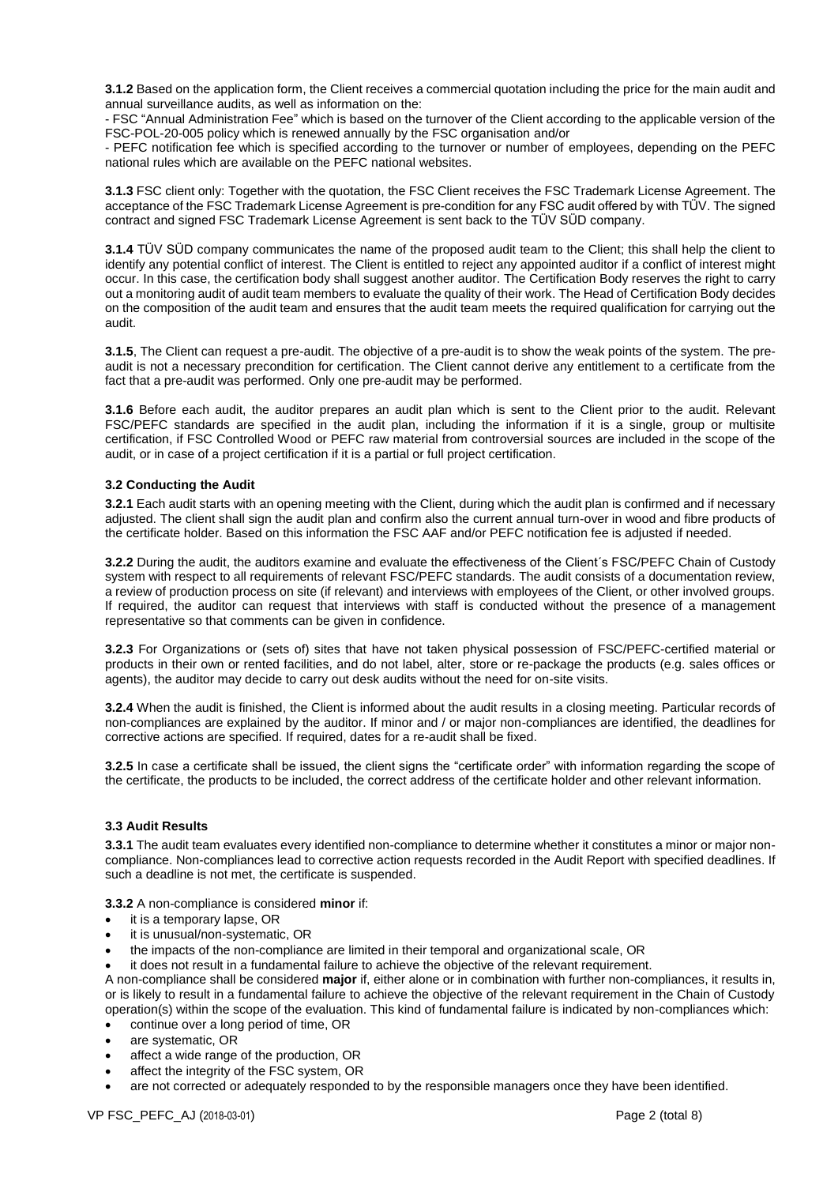**3.1.2** Based on the application form, the Client receives a commercial quotation including the price for the main audit and annual surveillance audits, as well as information on the:

- FSC "Annual Administration Fee" which is based on the turnover of the Client according to the applicable version of the FSC-POL-20-005 policy which is renewed annually by the FSC organisation and/or
- PEFC notification fee which is specified according to the turnover or number of employees, depending on the PEFC national rules which are available on the PEFC national websites.

**3.1.3** FSC client only: Together with the quotation, the FSC Client receives the FSC Trademark License Agreement. The acceptance of the FSC Trademark License Agreement is pre-condition for any FSC audit offered by with TÜV. The signed contract and signed FSC Trademark License Agreement is sent back to the TÜV SÜD company.

**3.1.4** TÜV SÜD company communicates the name of the proposed audit team to the Client; this shall help the client to identify any potential conflict of interest. The Client is entitled to reject any appointed auditor if a conflict of interest might occur. In this case, the certification body shall suggest another auditor. The Certification Body reserves the right to carry out a monitoring audit of audit team members to evaluate the quality of their work. The Head of Certification Body decides on the composition of the audit team and ensures that the audit team meets the required qualification for carrying out the audit.

**3.1.5**, The Client can request a pre-audit. The objective of a pre-audit is to show the weak points of the system. The pre-audit is not a necessary precondition for certification. The Client cannot derive any entitlement to a certificate from the fact that a pre-audit was performed. Only one pre-audit may be performed.

**3.1.6** Before each audit, the auditor prepares an audit plan which is sent to the Client prior to the audit. Relevant FSC/PEFC standards are specified in the audit plan, including the information if it is a single, group or multisite certification, if FSC Controlled Wood or PEFC raw material from controversial sources are included in the scope of the audit, or in case of a project certification if it is a partial or full project certification.

### 3.2 Conducting the Audit

**3.2.1** Each audit starts with an opening meeting with the Client, during which the audit plan is confirmed and if necessary adjusted. The client shall sign the audit plan and confirm also the current annual turn-over in wood and fibre products of the certificate holder. Based on this information the FSC AAF and/or PEFC notification fee is adjusted if needed.

**3.2.2** During the audit, the auditors examine and evaluate the effectiveness of the Client´s FSC/PEFC Chain of Custody system with respect to all requirements of relevant FSC/PEFC standards. The audit consists of a documentation review, a review of production process on site (if relevant) and interviews with employees of the Client, or other involved groups. If required, the auditor can request that interviews with staff is conducted without the presence of a management representative so that comments can be given in confidence.

**3.2.3** For Organizations or (sets of) sites that have not taken physical possession of FSC/PEFC-certified material or products in their own or rented facilities, and do not label, alter, store or re-package the products (e.g. sales offices or agents), the auditor may decide to carry out desk audits without the need for on-site visits.

**3.2.4** When the audit is finished, the Client is informed about the audit results in a closing meeting. Particular records of non-compliances are explained by the auditor. If minor and / or major non-compliances are identified, the deadlines for corrective actions are specified. If required, dates for a re-audit shall be fixed.

**3.2.5** In case a certificate shall be issued, the client signs the "certificate order" with information regarding the scope of the certificate, the products to be included, the correct address of the certificate holder and other relevant information.

### 3.3 Audit Results

**3.3.1** The audit team evaluates every identified non-compliance to determine whether it constitutes a minor or major non-compliance. Non-compliances lead to corrective action requests recorded in the Audit Report with specified deadlines. If such a deadline is not met, the certificate is suspended.

**3.3.2** A non-compliance is considered **minor** if:

- it is a temporary lapse, OR
- it is unusual/non-systematic, OR
- the impacts of the non-compliance are limited in their temporal and organizational scale, OR
- it does not result in a fundamental failure to achieve the objective of the relevant requirement.

A non-compliance shall be considered **major** if, either alone or in combination with further non-compliances, it results in, or is likely to result in a fundamental failure to achieve the objective of the relevant requirement in the Chain of Custody operation(s) within the scope of the evaluation. This kind of fundamental failure is indicated by non-compliances which:

- continue over a long period of time, OR
- are systematic, OR
- affect a wide range of the production, OR
- affect the integrity of the FSC system, OR
- are not corrected or adequately responded to by the responsible managers once they have been identified.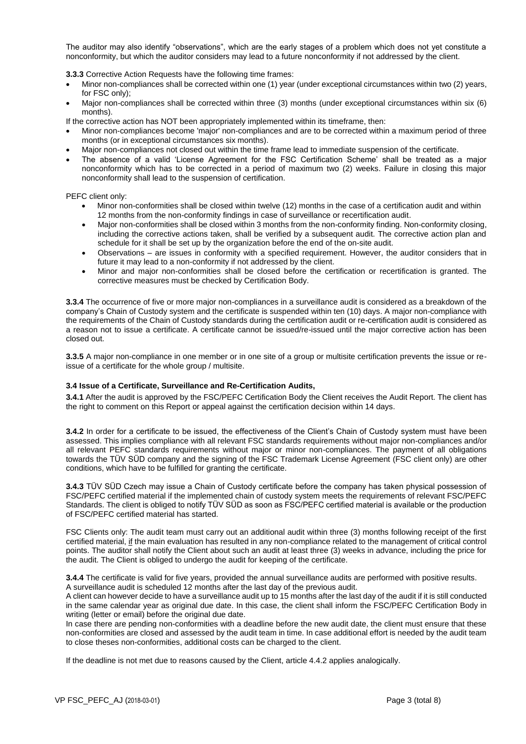The auditor may also identify "observations", which are the early stages of a problem which does not yet constitute a nonconformity, but which the auditor considers may lead to a future nonconformity if not addressed by the client.

**3.3.3** Corrective Action Requests have the following time frames:

- Minor non-compliances shall be corrected within one (1) year (under exceptional circumstances within two (2) years, for FSC only);
- Major non-compliances shall be corrected within three (3) months (under exceptional circumstances within six (6) months).

If the corrective action has NOT been appropriately implemented within its timeframe, then:

- Minor non-compliances become 'major' non-compliances and are to be corrected within a maximum period of three months (or in exceptional circumstances six months).
- Major non-compliances not closed out within the time frame lead to immediate suspension of the certificate.
- The absence of a valid 'License Agreement for the FSC Certification Scheme' shall be treated as a major nonconformity which has to be corrected in a period of maximum two (2) weeks. Failure in closing this major nonconformity shall lead to the suspension of certification.

PEFC client only:

- Minor non-conformities shall be closed within twelve (12) months in the case of a certification audit and within 12 months from the non-conformity findings in case of surveillance or recertification audit.
- Major non-conformities shall be closed within 3 months from the non-conformity finding. Non-conformity closing, including the corrective actions taken, shall be verified by a subsequent audit. The corrective action plan and schedule for it shall be set up by the organization before the end of the on-site audit.
- Observations – are issues in conformity with a specified requirement. However, the auditor considers that in future it may lead to a non-conformity if not addressed by the client.
- Minor and major non-conformities shall be closed before the certification or recertification is granted. The corrective measures must be checked by Certification Body.

**3.3.4** The occurrence of five or more major non-compliances in a surveillance audit is considered as a breakdown of the company's Chain of Custody system and the certificate is suspended within ten (10) days. A major non-compliance with the requirements of the Chain of Custody standards during the certification audit or re-certification audit is considered as a reason not to issue a certificate. A certificate cannot be issued/re-issued until the major corrective action has been closed out.

**3.3.5** A major non-compliance in one member or in one site of a group or multisite certification prevents the issue or re-issue of a certificate for the whole group / multisite.

### 3.4 Issue of a Certificate, Surveillance and Re-Certification Audits,

**3.4.1** After the audit is approved by the FSC/PEFC Certification Body the Client receives the Audit Report. The client has the right to comment on this Report or appeal against the certification decision within 14 days.

**3.4.2** In order for a certificate to be issued, the effectiveness of the Client's Chain of Custody system must have been assessed. This implies compliance with all relevant FSC standards requirements without major non-compliances and/or all relevant PEFC standards requirements without major or minor non-compliances. The payment of all obligations towards the TÜV SÜD company and the signing of the FSC Trademark License Agreement (FSC client only) are other conditions, which have to be fulfilled for granting the certificate.

**3.4.3** TÜV SÜD Czech may issue a Chain of Custody certificate before the company has taken physical possession of FSC/PEFC certified material if the implemented chain of custody system meets the requirements of relevant FSC/PEFC Standards. The client is obliged to notify TÜV SÜD as soon as FSC/PEFC certified material is available or the production of FSC/PEFC certified material has started.

FSC Clients only: The audit team must carry out an additional audit within three (3) months following receipt of the first certified material, if the main evaluation has resulted in any non-compliance related to the management of critical control points. The auditor shall notify the Client about such an audit at least three (3) weeks in advance, including the price for the audit. The Client is obliged to undergo the audit for keeping of the certificate.

**3.4.4** The certificate is valid for five years, provided the annual surveillance audits are performed with positive results.
A surveillance audit is scheduled 12 months after the last day of the previous audit.
A client can however decide to have a surveillance audit up to 15 months after the last day of the audit if it is still conducted in the same calendar year as original due date. In this case, the client shall inform the FSC/PEFC Certification Body in writing (letter or email) before the original due date.
In case there are pending non-conformities with a deadline before the new audit date, the client must ensure that these non-conformities are closed and assessed by the audit team in time. In case additional effort is needed by the audit team to close theses non-conformities, additional costs can be charged to the client.

If the deadline is not met due to reasons caused by the Client, article 4.4.2 applies analogically.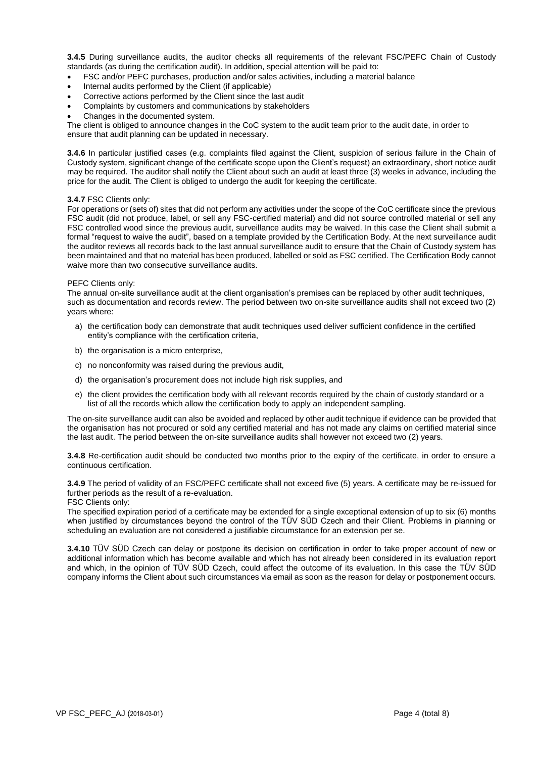**3.4.5** During surveillance audits, the auditor checks all requirements of the relevant FSC/PEFC Chain of Custody standards (as during the certification audit). In addition, special attention will be paid to:

- FSC and/or PEFC purchases, production and/or sales activities, including a material balance
- Internal audits performed by the Client (if applicable)
- Corrective actions performed by the Client since the last audit
- Complaints by customers and communications by stakeholders
- Changes in the documented system.

The client is obliged to announce changes in the CoC system to the audit team prior to the audit date, in order to ensure that audit planning can be updated in necessary.

**3.4.6** In particular justified cases (e.g. complaints filed against the Client, suspicion of serious failure in the Chain of Custody system, significant change of the certificate scope upon the Client's request) an extraordinary, short notice audit may be required. The auditor shall notify the Client about such an audit at least three (3) weeks in advance, including the price for the audit. The Client is obliged to undergo the audit for keeping the certificate.

**3.4.7** FSC Clients only:
For operations or (sets of) sites that did not perform any activities under the scope of the CoC certificate since the previous FSC audit (did not produce, label, or sell any FSC-certified material) and did not source controlled material or sell any FSC controlled wood since the previous audit, surveillance audits may be waived. In this case the Client shall submit a formal "request to waive the audit", based on a template provided by the Certification Body. At the next surveillance audit the auditor reviews all records back to the last annual surveillance audit to ensure that the Chain of Custody system has been maintained and that no material has been produced, labelled or sold as FSC certified. The Certification Body cannot waive more than two consecutive surveillance audits.

PEFC Clients only:
The annual on-site surveillance audit at the client organisation's premises can be replaced by other audit techniques, such as documentation and records review. The period between two on-site surveillance audits shall not exceed two (2) years where:

a) the certification body can demonstrate that audit techniques used deliver sufficient confidence in the certified entity's compliance with the certification criteria,

b) the organisation is a micro enterprise,

c) no nonconformity was raised during the previous audit,

d) the organisation's procurement does not include high risk supplies, and

e) the client provides the certification body with all relevant records required by the chain of custody standard or a list of all the records which allow the certification body to apply an independent sampling.

The on-site surveillance audit can also be avoided and replaced by other audit technique if evidence can be provided that the organisation has not procured or sold any certified material and has not made any claims on certified material since the last audit. The period between the on-site surveillance audits shall however not exceed two (2) years.

**3.4.8** Re-certification audit should be conducted two months prior to the expiry of the certificate, in order to ensure a continuous certification.

**3.4.9** The period of validity of an FSC/PEFC certificate shall not exceed five (5) years. A certificate may be re-issued for further periods as the result of a re-evaluation.
FSC Clients only:
The specified expiration period of a certificate may be extended for a single exceptional extension of up to six (6) months when justified by circumstances beyond the control of the TÜV SÜD Czech and their Client. Problems in planning or scheduling an evaluation are not considered a justifiable circumstance for an extension per se.

**3.4.10** TÜV SÜD Czech can delay or postpone its decision on certification in order to take proper account of new or additional information which has become available and which has not already been considered in its evaluation report and which, in the opinion of TÜV SÜD Czech, could affect the outcome of its evaluation. In this case the TÜV SÜD company informs the Client about such circumstances via email as soon as the reason for delay or postponement occurs.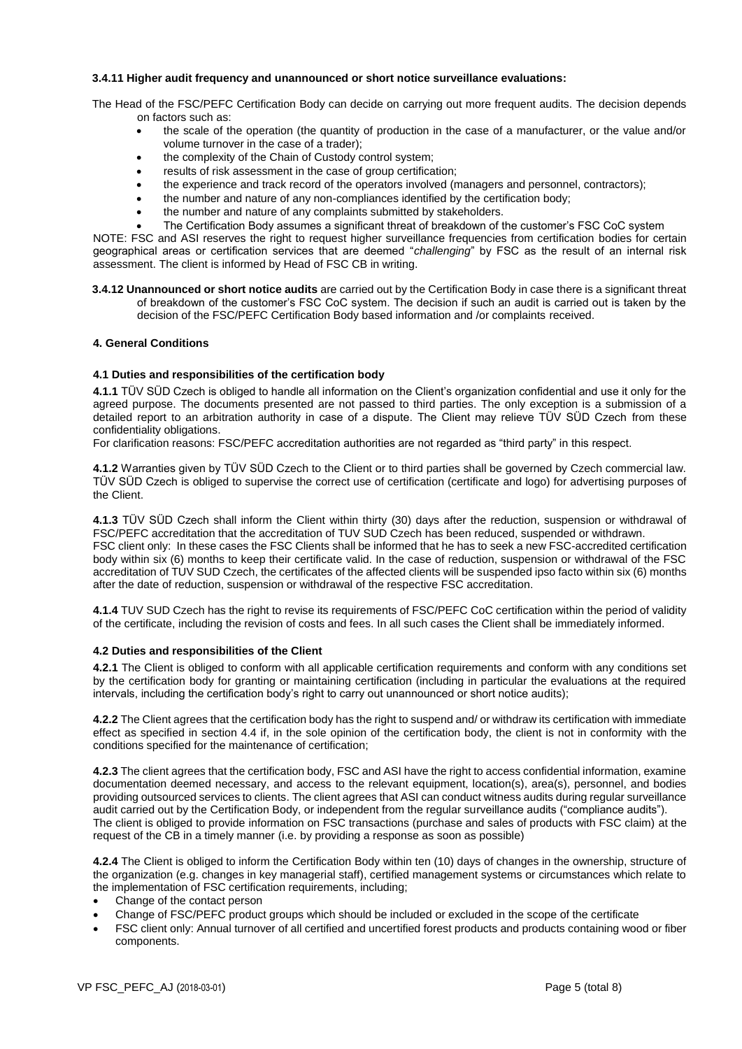**3.4.11 Higher audit frequency and unannounced or short notice surveillance evaluations:**

The Head of the FSC/PEFC Certification Body can decide on carrying out more frequent audits. The decision depends on factors such as:

- the scale of the operation (the quantity of production in the case of a manufacturer, or the value and/or volume turnover in the case of a trader);
- the complexity of the Chain of Custody control system;
- results of risk assessment in the case of group certification;
- the experience and track record of the operators involved (managers and personnel, contractors);
- the number and nature of any non-compliances identified by the certification body;
- the number and nature of any complaints submitted by stakeholders.
- The Certification Body assumes a significant threat of breakdown of the customer's FSC CoC system

NOTE: FSC and ASI reserves the right to request higher surveillance frequencies from certification bodies for certain geographical areas or certification services that are deemed "*challenging*" by FSC as the result of an internal risk assessment. The client is informed by Head of FSC CB in writing.

**3.4.12 Unannounced or short notice audits** are carried out by the Certification Body in case there is a significant threat of breakdown of the customer's FSC CoC system. The decision if such an audit is carried out is taken by the decision of the FSC/PEFC Certification Body based information and /or complaints received.

#### 4. General Conditions

**4.1 Duties and responsibilities of the certification body**

**4.1.1** TÜV SÜD Czech is obliged to handle all information on the Client's organization confidential and use it only for the agreed purpose. The documents presented are not passed to third parties. The only exception is a submission of a detailed report to an arbitration authority in case of a dispute. The Client may relieve TÜV SÜD Czech from these confidentiality obligations.
For clarification reasons: FSC/PEFC accreditation authorities are not regarded as "third party" in this respect.

**4.1.2** Warranties given by TÜV SÜD Czech to the Client or to third parties shall be governed by Czech commercial law. TÜV SÜD Czech is obliged to supervise the correct use of certification (certificate and logo) for advertising purposes of the Client.

**4.1.3** TÜV SÜD Czech shall inform the Client within thirty (30) days after the reduction, suspension or withdrawal of FSC/PEFC accreditation that the accreditation of TUV SUD Czech has been reduced, suspended or withdrawn.
FSC client only: In these cases the FSC Clients shall be informed that he has to seek a new FSC-accredited certification body within six (6) months to keep their certificate valid. In the case of reduction, suspension or withdrawal of the FSC accreditation of TUV SUD Czech, the certificates of the affected clients will be suspended ipso facto within six (6) months after the date of reduction, suspension or withdrawal of the respective FSC accreditation.

**4.1.4** TUV SUD Czech has the right to revise its requirements of FSC/PEFC CoC certification within the period of validity of the certificate, including the revision of costs and fees. In all such cases the Client shall be immediately informed.

**4.2 Duties and responsibilities of the Client**

**4.2.1** The Client is obliged to conform with all applicable certification requirements and conform with any conditions set by the certification body for granting or maintaining certification (including in particular the evaluations at the required intervals, including the certification body's right to carry out unannounced or short notice audits);

**4.2.2** The Client agrees that the certification body has the right to suspend and/ or withdraw its certification with immediate effect as specified in section 4.4 if, in the sole opinion of the certification body, the client is not in conformity with the conditions specified for the maintenance of certification;

**4.2.3** The client agrees that the certification body, FSC and ASI have the right to access confidential information, examine documentation deemed necessary, and access to the relevant equipment, location(s), area(s), personnel, and bodies providing outsourced services to clients. The client agrees that ASI can conduct witness audits during regular surveillance audit carried out by the Certification Body, or independent from the regular surveillance audits ("compliance audits").
The client is obliged to provide information on FSC transactions (purchase and sales of products with FSC claim) at the request of the CB in a timely manner (i.e. by providing a response as soon as possible)

**4.2.4** The Client is obliged to inform the Certification Body within ten (10) days of changes in the ownership, structure of the organization (e.g. changes in key managerial staff), certified management systems or circumstances which relate to the implementation of FSC certification requirements, including;

- Change of the contact person
- Change of FSC/PEFC product groups which should be included or excluded in the scope of the certificate
- FSC client only: Annual turnover of all certified and uncertified forest products and products containing wood or fiber components.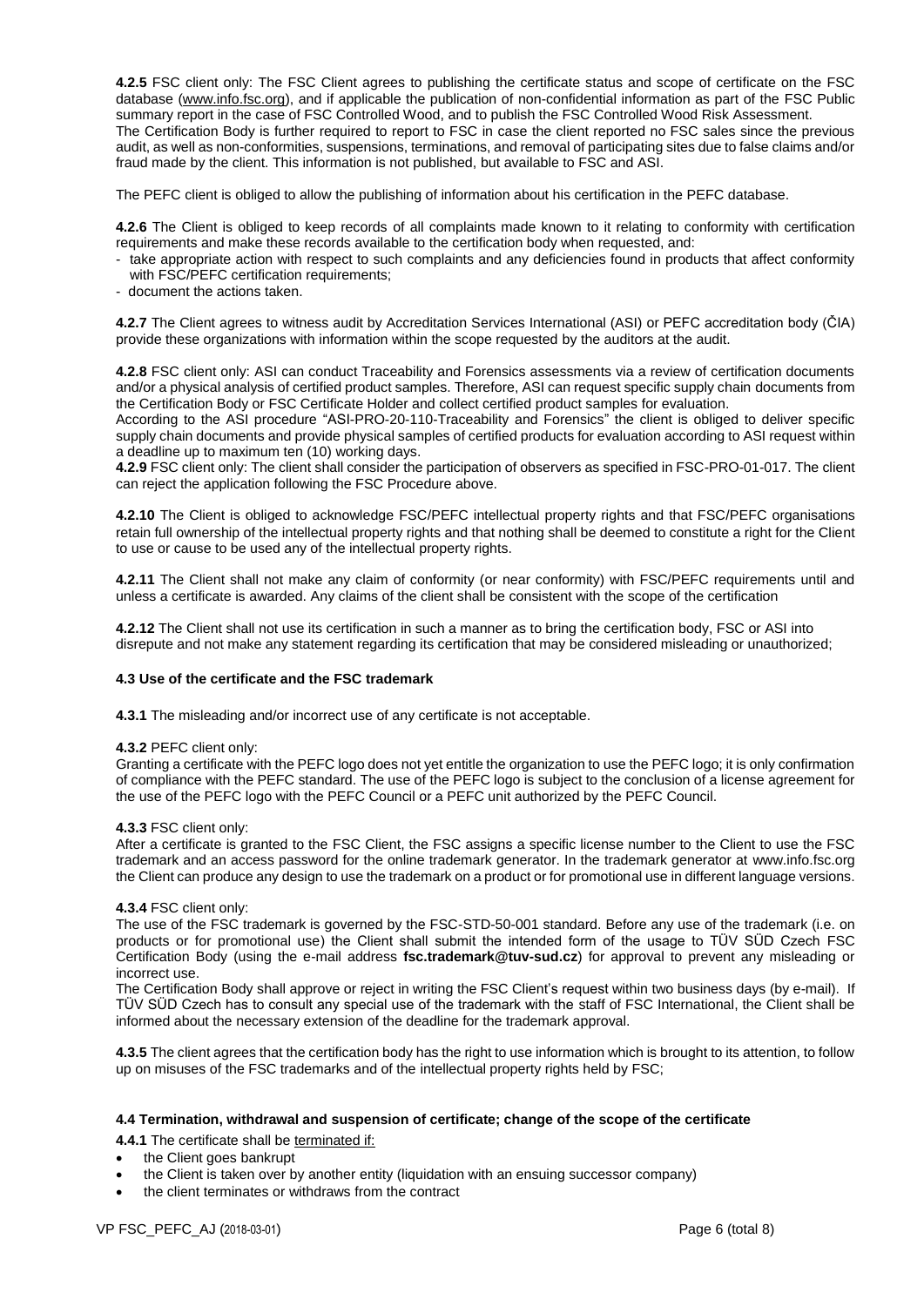**4.2.5** FSC client only: The FSC Client agrees to publishing the certificate status and scope of certificate on the FSC database (www.info.fsc.org), and if applicable the publication of non-confidential information as part of the FSC Public summary report in the case of FSC Controlled Wood, and to publish the FSC Controlled Wood Risk Assessment. The Certification Body is further required to report to FSC in case the client reported no FSC sales since the previous audit, as well as non-conformities, suspensions, terminations, and removal of participating sites due to false claims and/or fraud made by the client. This information is not published, but available to FSC and ASI.

The PEFC client is obliged to allow the publishing of information about his certification in the PEFC database.

**4.2.6** The Client is obliged to keep records of all complaints made known to it relating to conformity with certification requirements and make these records available to the certification body when requested, and:

- take appropriate action with respect to such complaints and any deficiencies found in products that affect conformity with FSC/PEFC certification requirements;
- document the actions taken.

**4.2.7** The Client agrees to witness audit by Accreditation Services International (ASI) or PEFC accreditation body (ČIA) provide these organizations with information within the scope requested by the auditors at the audit.

**4.2.8** FSC client only: ASI can conduct Traceability and Forensics assessments via a review of certification documents and/or a physical analysis of certified product samples. Therefore, ASI can request specific supply chain documents from the Certification Body or FSC Certificate Holder and collect certified product samples for evaluation.
According to the ASI procedure "ASI-PRO-20-110-Traceability and Forensics" the client is obliged to deliver specific supply chain documents and provide physical samples of certified products for evaluation according to ASI request within a deadline up to maximum ten (10) working days.

**4.2.9** FSC client only: The client shall consider the participation of observers as specified in FSC-PRO-01-017. The client can reject the application following the FSC Procedure above.

**4.2.10** The Client is obliged to acknowledge FSC/PEFC intellectual property rights and that FSC/PEFC organisations retain full ownership of the intellectual property rights and that nothing shall be deemed to constitute a right for the Client to use or cause to be used any of the intellectual property rights.

**4.2.11** The Client shall not make any claim of conformity (or near conformity) with FSC/PEFC requirements until and unless a certificate is awarded. Any claims of the client shall be consistent with the scope of the certification

**4.2.12** The Client shall not use its certification in such a manner as to bring the certification body, FSC or ASI into disrepute and not make any statement regarding its certification that may be considered misleading or unauthorized;

### 4.3 Use of the certificate and the FSC trademark

**4.3.1** The misleading and/or incorrect use of any certificate is not acceptable.

**4.3.2** PEFC client only:
Granting a certificate with the PEFC logo does not yet entitle the organization to use the PEFC logo; it is only confirmation of compliance with the PEFC standard. The use of the PEFC logo is subject to the conclusion of a license agreement for the use of the PEFC logo with the PEFC Council or a PEFC unit authorized by the PEFC Council.

**4.3.3** FSC client only:
After a certificate is granted to the FSC Client, the FSC assigns a specific license number to the Client to use the FSC trademark and an access password for the online trademark generator. In the trademark generator at www.info.fsc.org the Client can produce any design to use the trademark on a product or for promotional use in different language versions.

**4.3.4** FSC client only:
The use of the FSC trademark is governed by the FSC-STD-50-001 standard. Before any use of the trademark (i.e. on products or for promotional use) the Client shall submit the intended form of the usage to TÜV SÜD Czech FSC Certification Body (using the e-mail address **fsc.trademark@tuv-sud.cz**) for approval to prevent any misleading or incorrect use.
The Certification Body shall approve or reject in writing the FSC Client's request within two business days (by e-mail). If TÜV SÜD Czech has to consult any special use of the trademark with the staff of FSC International, the Client shall be informed about the necessary extension of the deadline for the trademark approval.

**4.3.5** The client agrees that the certification body has the right to use information which is brought to its attention, to follow up on misuses of the FSC trademarks and of the intellectual property rights held by FSC;

### 4.4 Termination, withdrawal and suspension of certificate; change of the scope of the certificate

**4.4.1** The certificate shall be terminated if:

- the Client goes bankrupt
- the Client is taken over by another entity (liquidation with an ensuing successor company)
- the client terminates or withdraws from the contract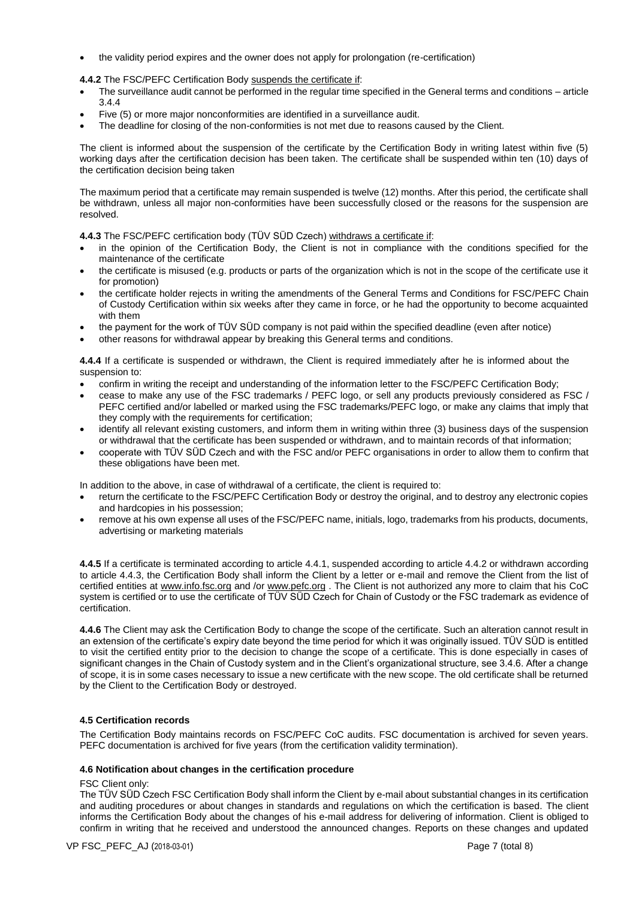- the validity period expires and the owner does not apply for prolongation (re-certification)

**4.4.2** The FSC/PEFC Certification Body suspends the certificate if:

- The surveillance audit cannot be performed in the regular time specified in the General terms and conditions – article 3.4.4
- Five (5) or more major nonconformities are identified in a surveillance audit.
- The deadline for closing of the non-conformities is not met due to reasons caused by the Client.

The client is informed about the suspension of the certificate by the Certification Body in writing latest within five (5) working days after the certification decision has been taken. The certificate shall be suspended within ten (10) days of the certification decision being taken

The maximum period that a certificate may remain suspended is twelve (12) months. After this period, the certificate shall be withdrawn, unless all major non-conformities have been successfully closed or the reasons for the suspension are resolved.

**4.4.3** The FSC/PEFC certification body (TÜV SÜD Czech) withdraws a certificate if:

- in the opinion of the Certification Body, the Client is not in compliance with the conditions specified for the maintenance of the certificate
- the certificate is misused (e.g. products or parts of the organization which is not in the scope of the certificate use it for promotion)
- the certificate holder rejects in writing the amendments of the General Terms and Conditions for FSC/PEFC Chain of Custody Certification within six weeks after they came in force, or he had the opportunity to become acquainted with them
- the payment for the work of TÜV SÜD company is not paid within the specified deadline (even after notice)
- other reasons for withdrawal appear by breaking this General terms and conditions.

**4.4.4** If a certificate is suspended or withdrawn, the Client is required immediately after he is informed about the suspension to:

- confirm in writing the receipt and understanding of the information letter to the FSC/PEFC Certification Body;
- cease to make any use of the FSC trademarks / PEFC logo, or sell any products previously considered as FSC / PEFC certified and/or labelled or marked using the FSC trademarks/PEFC logo, or make any claims that imply that they comply with the requirements for certification;
- identify all relevant existing customers, and inform them in writing within three (3) business days of the suspension or withdrawal that the certificate has been suspended or withdrawn, and to maintain records of that information;
- cooperate with TÜV SÜD Czech and with the FSC and/or PEFC organisations in order to allow them to confirm that these obligations have been met.

In addition to the above, in case of withdrawal of a certificate, the client is required to:

- return the certificate to the FSC/PEFC Certification Body or destroy the original, and to destroy any electronic copies and hardcopies in his possession;
- remove at his own expense all uses of the FSC/PEFC name, initials, logo, trademarks from his products, documents, advertising or marketing materials

**4.4.5** If a certificate is terminated according to article 4.4.1, suspended according to article 4.4.2 or withdrawn according to article 4.4.3, the Certification Body shall inform the Client by a letter or e-mail and remove the Client from the list of certified entities at www.info.fsc.org and /or www.pefc.org . The Client is not authorized any more to claim that his CoC system is certified or to use the certificate of TÜV SÜD Czech for Chain of Custody or the FSC trademark as evidence of certification.

**4.4.6** The Client may ask the Certification Body to change the scope of the certificate. Such an alteration cannot result in an extension of the certificate's expiry date beyond the time period for which it was originally issued. TÜV SÜD is entitled to visit the certified entity prior to the decision to change the scope of a certificate. This is done especially in cases of significant changes in the Chain of Custody system and in the Client's organizational structure, see 3.4.6. After a change of scope, it is in some cases necessary to issue a new certificate with the new scope. The old certificate shall be returned by the Client to the Certification Body or destroyed.

### 4.5 Certification records

The Certification Body maintains records on FSC/PEFC CoC audits. FSC documentation is archived for seven years. PEFC documentation is archived for five years (from the certification validity termination).

### 4.6 Notification about changes in the certification procedure

FSC Client only:

The TÜV SÜD Czech FSC Certification Body shall inform the Client by e-mail about substantial changes in its certification and auditing procedures or about changes in standards and regulations on which the certification is based. The client informs the Certification Body about the changes of his e-mail address for delivering of information. Client is obliged to confirm in writing that he received and understood the announced changes. Reports on these changes and updated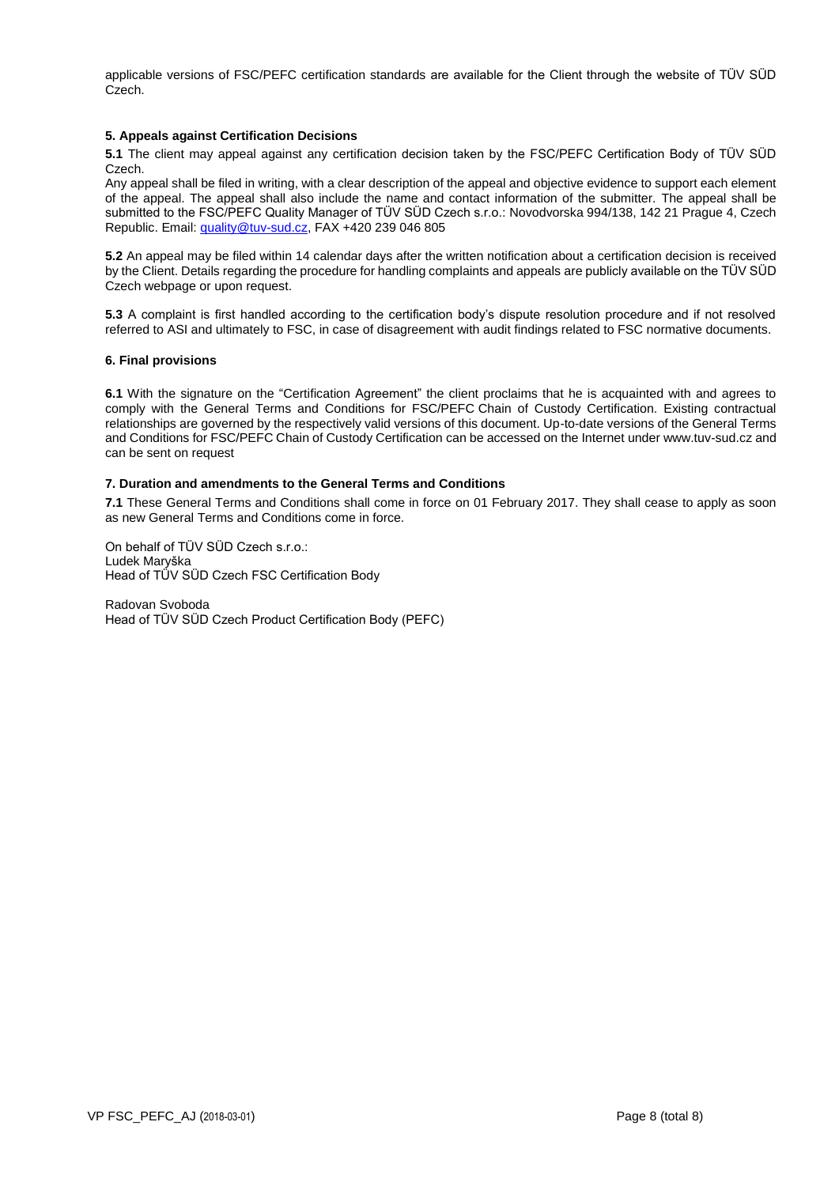applicable versions of FSC/PEFC certification standards are available for the Client through the website of TÜV SÜD Czech.

#### 5. Appeals against Certification Decisions

**5.1** The client may appeal against any certification decision taken by the FSC/PEFC Certification Body of TÜV SÜD Czech.
Any appeal shall be filed in writing, with a clear description of the appeal and objective evidence to support each element of the appeal. The appeal shall also include the name and contact information of the submitter. The appeal shall be submitted to the FSC/PEFC Quality Manager of TÜV SÜD Czech s.r.o.: Novodvorska 994/138, 142 21 Prague 4, Czech Republic. Email: quality@tuv-sud.cz, FAX +420 239 046 805

**5.2** An appeal may be filed within 14 calendar days after the written notification about a certification decision is received by the Client. Details regarding the procedure for handling complaints and appeals are publicly available on the TÜV SÜD Czech webpage or upon request.

**5.3** A complaint is first handled according to the certification body's dispute resolution procedure and if not resolved referred to ASI and ultimately to FSC, in case of disagreement with audit findings related to FSC normative documents.

#### 6. Final provisions

**6.1** With the signature on the "Certification Agreement" the client proclaims that he is acquainted with and agrees to comply with the General Terms and Conditions for FSC/PEFC Chain of Custody Certification. Existing contractual relationships are governed by the respectively valid versions of this document. Up-to-date versions of the General Terms and Conditions for FSC/PEFC Chain of Custody Certification can be accessed on the Internet under www.tuv-sud.cz and can be sent on request

#### 7. Duration and amendments to the General Terms and Conditions

**7.1** These General Terms and Conditions shall come in force on 01 February 2017. They shall cease to apply as soon as new General Terms and Conditions come in force.

On behalf of TÜV SÜD Czech s.r.o.:
Ludek Maryška
Head of TÜV SÜD Czech FSC Certification Body

Radovan Svoboda
Head of TÜV SÜD Czech Product Certification Body (PEFC)